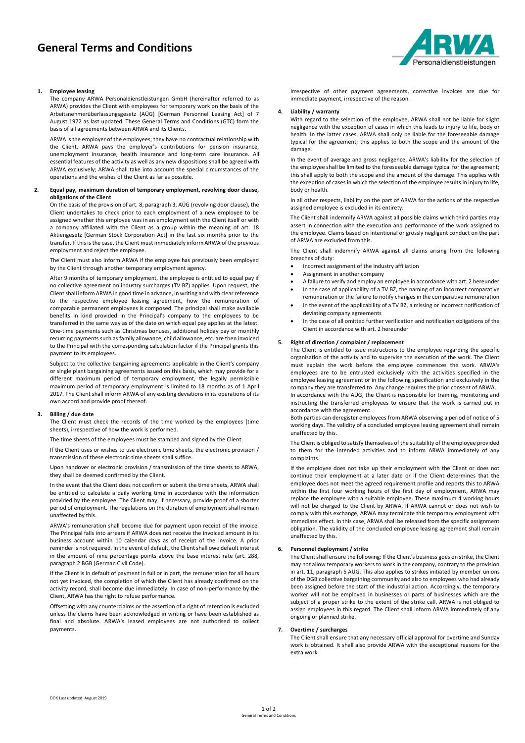# General Terms and Conditions

1. **Employee leasing**

   The company ARWA Personaldienstleistungen GmbH (hereinafter referred to as ARWA) provides the Client with employees for temporary work on the basis of the Arbeitnehmerüberlassungsgesetz (AÜG) [German Personnel Leasing Act] of 7 August 1972 as last updated. These General Terms and Conditions (GTC) form the basis of all agreements between ARWA and its Clients.

   ARWA is the employer of the employees; they have no contractual relationship with the Client. ARWA pays the employer's contributions for pension insurance, unemployment insurance, health insurance and long-term care insurance. All essential features of the activity as well as any new dispositions shall be agreed with ARWA exclusively; ARWA shall take into account the special circumstances of the operations and the wishes of the Client as far as possible.

2. **Equal pay, maximum duration of temporary employment, revolving door clause, obligations of the Client**

   On the basis of the provision of art. 8, paragraph 3, AÜG (revolving door clause), the Client undertakes to check prior to each employment of a new employee to be assigned whether this employee was in an employment with the Client itself or with a company affiliated with the Client as a group within the meaning of art. 18 Aktiengesetz [German Stock Corporation Act] in the last six months prior to the transfer. If this is the case, the Client must immediately inform ARWA of the previous employment and reject the employee.

   The Client must also inform ARWA if the employee has previously been employed by the Client through another temporary employment agency.

   After 9 months of temporary employment, the employee is entitled to equal pay if no collective agreement on industry surcharges (TV BZ) applies. Upon request, the Client shall inform ARWA in good time in advance, in writing and with clear reference to the respective employee leasing agreement, how the remuneration of comparable permanent employees is composed. The principal shall make available benefits in kind provided in the Principal's company to the employees to be transferred in the same way as of the date on which equal pay applies at the latest. One-time payments such as Christmas bonuses, additional holiday pay or monthly recurring payments such as family allowance, child allowance, etc. are then invoiced to the Principal with the corresponding calculation factor if the Principal grants this payment to its employees.

   Subject to the collective bargaining agreements applicable in the Client's company or single plant bargaining agreements issued on this basis, which may provide for a different maximum period of temporary employment, the legally permissible maximum period of temporary employment is limited to 18 months as of 1 April 2017. The Client shall inform ARWA of any existing deviations in its operations of its own accord and provide proof thereof.

3. **Billing / due date**

   The Client must check the records of the time worked by the employees (time sheets), irrespective of how the work is performed.

   The time sheets of the employees must be stamped and signed by the Client.

   If the Client uses or wishes to use electronic time sheets, the electronic provision / transmission of these electronic time sheets shall suffice.

   Upon handover or electronic provision / transmission of the time sheets to ARWA, they shall be deemed confirmed by the Client.

   In the event that the Client does not confirm or submit the time sheets, ARWA shall be entitled to calculate a daily working time in accordance with the information provided by the employee. The Client may, if necessary, provide proof of a shorter period of employment. The regulations on the duration of employment shall remain unaffected by this.

   ARWA's remuneration shall become due for payment upon receipt of the invoice. The Principal falls into arrears if ARWA does not receive the invoiced amount in its business account within 10 calendar days as of receipt of the invoice. A prior reminder is not required. In the event of default, the Client shall owe default interest in the amount of nine percentage points above the base interest rate (art. 288, paragraph 2 BGB [German Civil Code).

   If the Client is in default of payment in full or in part, the remuneration for all hours not yet invoiced, the completion of which the Client has already confirmed on the activity record, shall become due immediately. In case of non-performance by the Client, ARWA has the right to refuse performance.

   Offsetting with any counterclaims or the assertion of a right of retention is excluded unless the claims have been acknowledged in writing or have been established as final and absolute. ARWA's leased employees are not authorised to collect payments.

   Irrespective of other payment agreements, corrective invoices are due for immediate payment, irrespective of the reason.

4. **Liability / warranty**

   With regard to the selection of the employee, ARWA shall not be liable for slight negligence with the exception of cases in which this leads to injury to life, body or health. In the latter cases, ARWA shall only be liable for the foreseeable damage typical for the agreement; this applies to both the scope and the amount of the damage.

   In the event of average and gross negligence, ARWA's liability for the selection of the employee shall be limited to the foreseeable damage typical for the agreement; this shall apply to both the scope and the amount of the damage. This applies with the exception of cases in which the selection of the employee results in injury to life, body or health.

   In all other respects, liability on the part of ARWA for the actions of the respective assigned employee is excluded in its entirety.

   The Client shall indemnify ARWA against all possible claims which third parties may assert in connection with the execution and performance of the work assigned to the employee. Claims based on intentional or grossly negligent conduct on the part of ARWA are excluded from this.

   The Client shall indemnify ARWA against all claims arising from the following breaches of duty:

   - Incorrect assignment of the industry affiliation
   - Assignment in another company
   - A failure to verify and employ an employee in accordance with art. 2 hereunder
   - In the case of applicability of a TV BZ, the naming of an incorrect comparative remuneration or the failure to notify changes in the comparative remuneration
   - In the event of the applicability of a TV BZ, a missing or incorrect notification of deviating company agreements
   - In the case of all omitted further verification and notification obligations of the Client in accordance with art. 2 hereunder

5. **Right of direction / complaint / replacement**

   The Client is entitled to issue instructions to the employee regarding the specific organisation of the activity and to supervise the execution of the work. The Client must explain the work before the employee commences the work. ARWA's employees are to be entrusted exclusively with the activities specified in the employee leasing agreement or in the following specification and exclusively in the company they are transferred to. Any change requires the prior consent of ARWA.
   In accordance with the AÜG, the Client is responsible for training, monitoring and instructing the transferred employees to ensure that the work is carried out in accordance with the agreement.
   Both parties can deregister employees from ARWA observing a period of notice of 5 working days. The validity of a concluded employee leasing agreement shall remain unaffected by this.

   The Client is obliged to satisfy themselves of the suitability of the employee provided to them for the intended activities and to inform ARWA immediately of any complaints.

   If the employee does not take up their employment with the Client or does not continue their employment at a later date or if the Client determines that the employee does not meet the agreed requirement profile and reports this to ARWA within the first four working hours of the first day of employment, ARWA may replace the employee with a suitable employee. These maximum 4 working hours will not be charged to the Client by ARWA. If ARWA cannot or does not wish to comply with this exchange, ARWA may terminate this temporary employment with immediate effect. In this case, ARWA shall be released from the specific assignment obligation. The validity of the concluded employee leasing agreement shall remain unaffected by this.

6. **Personnel deployment / strike**

   The Client shall ensure the following: If the Client's business goes on strike, the Client may not allow temporary workers to work in the company, contrary to the provision in art. 11, paragraph 5 AÜG. This also applies to strikes initiated by member unions of the DGB collective bargaining community and also to employees who had already been assigned before the start of the industrial action. Accordingly, the temporary worker will not be employed in businesses or parts of businesses which are the subject of a proper strike to the extent of the strike call. ARWA is not obliged to assign employees in this regard. The Client shall inform ARWA immediately of any ongoing or planned strike.

7. **Overtime / surcharges**

   The Client shall ensure that any necessary official approval for overtime and Sunday work is obtained. It shall also provide ARWA with the exceptional reasons for the extra work.

DOK Last updated: August 2019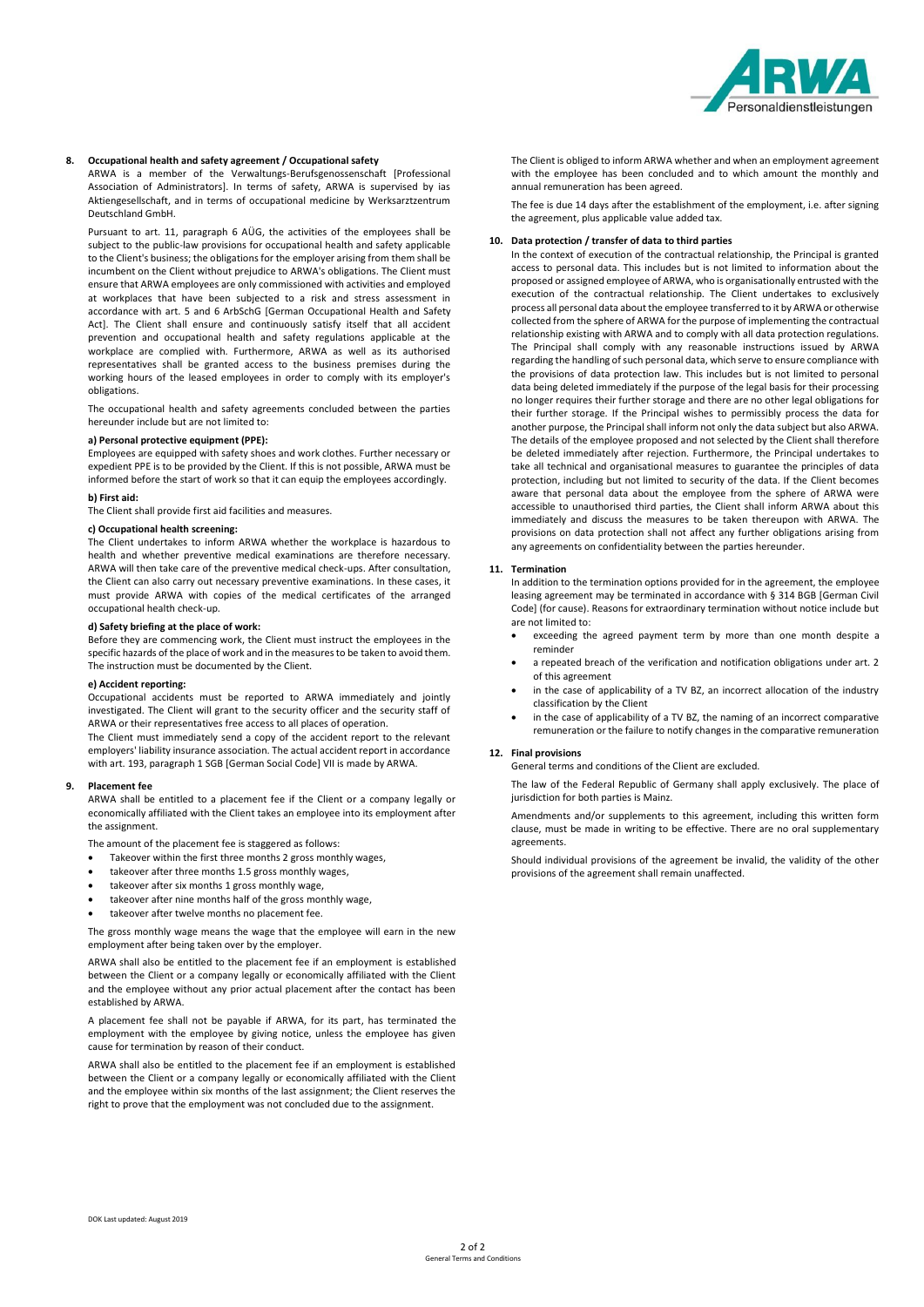## 8. Occupational health and safety agreement / Occupational safety

ARWA is a member of the Verwaltungs-Berufsgenossenschaft [Professional Association of Administrators]. In terms of safety, ARWA is supervised by ias Aktiengesellschaft, and in terms of occupational medicine by Werksarztzentrum Deutschland GmbH.

Pursuant to art. 11, paragraph 6 AÜG, the activities of the employees shall be subject to the public-law provisions for occupational health and safety applicable to the Client's business; the obligations for the employer arising from them shall be incumbent on the Client without prejudice to ARWA's obligations. The Client must ensure that ARWA employees are only commissioned with activities and employed at workplaces that have been subjected to a risk and stress assessment in accordance with art. 5 and 6 ArbSchG [German Occupational Health and Safety Act]. The Client shall ensure and continuously satisfy itself that all accident prevention and occupational health and safety regulations applicable at the workplace are complied with. Furthermore, ARWA as well as its authorised representatives shall be granted access to the business premises during the working hours of the leased employees in order to comply with its employer's obligations.

The occupational health and safety agreements concluded between the parties hereunder include but are not limited to:

**a) Personal protective equipment (PPE):**

Employees are equipped with safety shoes and work clothes. Further necessary or expedient PPE is to be provided by the Client. If this is not possible, ARWA must be informed before the start of work so that it can equip the employees accordingly.

**b) First aid:**

The Client shall provide first aid facilities and measures.

**c) Occupational health screening:**

The Client undertakes to inform ARWA whether the workplace is hazardous to health and whether preventive medical examinations are therefore necessary. ARWA will then take care of the preventive medical check-ups. After consultation, the Client can also carry out necessary preventive examinations. In these cases, it must provide ARWA with copies of the medical certificates of the arranged occupational health check-up.

**d) Safety briefing at the place of work:**

Before they are commencing work, the Client must instruct the employees in the specific hazards of the place of work and in the measures to be taken to avoid them. The instruction must be documented by the Client.

**e) Accident reporting:**

Occupational accidents must be reported to ARWA immediately and jointly investigated. The Client will grant to the security officer and the security staff of ARWA or their representatives free access to all places of operation.

The Client must immediately send a copy of the accident report to the relevant employers' liability insurance association. The actual accident report in accordance with art. 193, paragraph 1 SGB [German Social Code] VII is made by ARWA.

## 9. Placement fee

ARWA shall be entitled to a placement fee if the Client or a company legally or economically affiliated with the Client takes an employee into its employment after the assignment.

The amount of the placement fee is staggered as follows:

- Takeover within the first three months 2 gross monthly wages,
- takeover after three months 1.5 gross monthly wages,
- takeover after six months 1 gross monthly wage,
- takeover after nine months half of the gross monthly wage,
- takeover after twelve months no placement fee.

The gross monthly wage means the wage that the employee will earn in the new employment after being taken over by the employer.

ARWA shall also be entitled to the placement fee if an employment is established between the Client or a company legally or economically affiliated with the Client and the employee without any prior actual placement after the contact has been established by ARWA.

A placement fee shall not be payable if ARWA, for its part, has terminated the employment with the employee by giving notice, unless the employee has given cause for termination by reason of their conduct.

ARWA shall also be entitled to the placement fee if an employment is established between the Client or a company legally or economically affiliated with the Client and the employee within six months of the last assignment; the Client reserves the right to prove that the employment was not concluded due to the assignment.

The Client is obliged to inform ARWA whether and when an employment agreement with the employee has been concluded and to which amount the monthly and annual remuneration has been agreed.

The fee is due 14 days after the establishment of the employment, i.e. after signing the agreement, plus applicable value added tax.

## 10. Data protection / transfer of data to third parties

In the context of execution of the contractual relationship, the Principal is granted access to personal data. This includes but is not limited to information about the proposed or assigned employee of ARWA, who is organisationally entrusted with the execution of the contractual relationship. The Client undertakes to exclusively process all personal data about the employee transferred to it by ARWA or otherwise collected from the sphere of ARWA for the purpose of implementing the contractual relationship existing with ARWA and to comply with all data protection regulations. The Principal shall comply with any reasonable instructions issued by ARWA regarding the handling of such personal data, which serve to ensure compliance with the provisions of data protection law. This includes but is not limited to personal data being deleted immediately if the purpose of the legal basis for their processing no longer requires their further storage and there are no other legal obligations for their further storage. If the Principal wishes to permissibly process the data for another purpose, the Principal shall inform not only the data subject but also ARWA. The details of the employee proposed and not selected by the Client shall therefore be deleted immediately after rejection. Furthermore, the Principal undertakes to take all technical and organisational measures to guarantee the principles of data protection, including but not limited to security of the data. If the Client becomes aware that personal data about the employee from the sphere of ARWA were accessible to unauthorised third parties, the Client shall inform ARWA about this immediately and discuss the measures to be taken thereupon with ARWA. The provisions on data protection shall not affect any further obligations arising from any agreements on confidentiality between the parties hereunder.

## 11. Termination

In addition to the termination options provided for in the agreement, the employee leasing agreement may be terminated in accordance with § 314 BGB [German Civil Code] (for cause). Reasons for extraordinary termination without notice include but are not limited to:

- exceeding the agreed payment term by more than one month despite a reminder
- a repeated breach of the verification and notification obligations under art. 2 of this agreement
- in the case of applicability of a TV BZ, an incorrect allocation of the industry classification by the Client
- in the case of applicability of a TV BZ, the naming of an incorrect comparative remuneration or the failure to notify changes in the comparative remuneration

## 12. Final provisions

General terms and conditions of the Client are excluded.

The law of the Federal Republic of Germany shall apply exclusively. The place of jurisdiction for both parties is Mainz.

Amendments and/or supplements to this agreement, including this written form clause, must be made in writing to be effective. There are no oral supplementary agreements.

Should individual provisions of the agreement be invalid, the validity of the other provisions of the agreement shall remain unaffected.